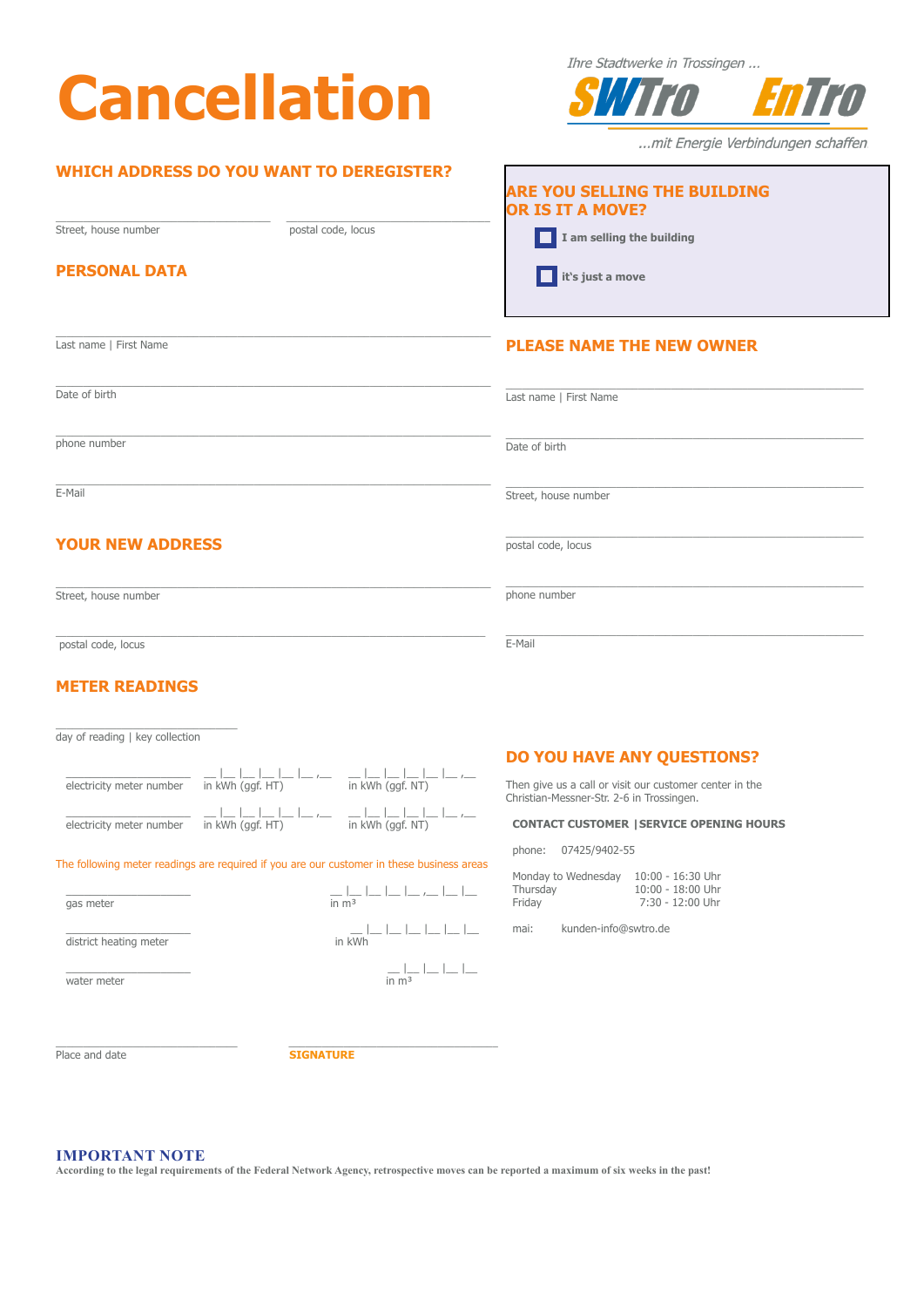# Cancellation

*Ihre Stadtwerke in Trossingen ...*

SWTro EnTro

*...mit Energie Verbindungen schaffen*

## WHICH ADDRESS DO YOU WANT TO DEREGISTER?

Street, house number

postal code, locus

## PERSONAL DATA

Last name | First Name

Date of birth

phone number

E-Mail

## YOUR NEW ADDRESS

Street, house number

postal code, locus

## METER READINGS

day of reading | key collection

| | | |
|---|---|---|
| electricity meter number | in kWh (ggf. HT) | in kWh (ggf. NT) |
| electricity meter number | in kWh (ggf. HT) | in kWh (ggf. NT) |

The following meter readings are required if you are our customer in these business areas

| | |
|---|---|
| gas meter | in m³ |
| district heating meter | in kWh |
| water meter | in m³ |

## ARE YOU SELLING THE BUILDING OR IS IT A MOVE?

- ☐ **I am selling the building**
- ☐ **it‘s just a move**

## PLEASE NAME THE NEW OWNER

Last name | First Name

Date of birth

Street, house number

postal code, locus

phone number

E-Mail

## DO YOU HAVE ANY QUESTIONS?

Then give us a call or visit our customer center in the Christian-Messner-Str. 2-6 in Trossingen.

**CONTACT CUSTOMER | SERVICE OPENING HOURS**

phone: 07425/9402-55

| | |
|---|---|
| Monday to Wednesday | 10:00 - 16:30 Uhr |
| Thursday | 10:00 - 18:00 Uhr |
| Friday | 7:30 - 12:00 Uhr |

mai: kunden-info@swtro.de

Place and date

**SIGNATURE**

**IMPORTANT NOTE**

**According to the legal requirements of the Federal Network Agency, retrospective moves can be reported a maximum of six weeks in the past!**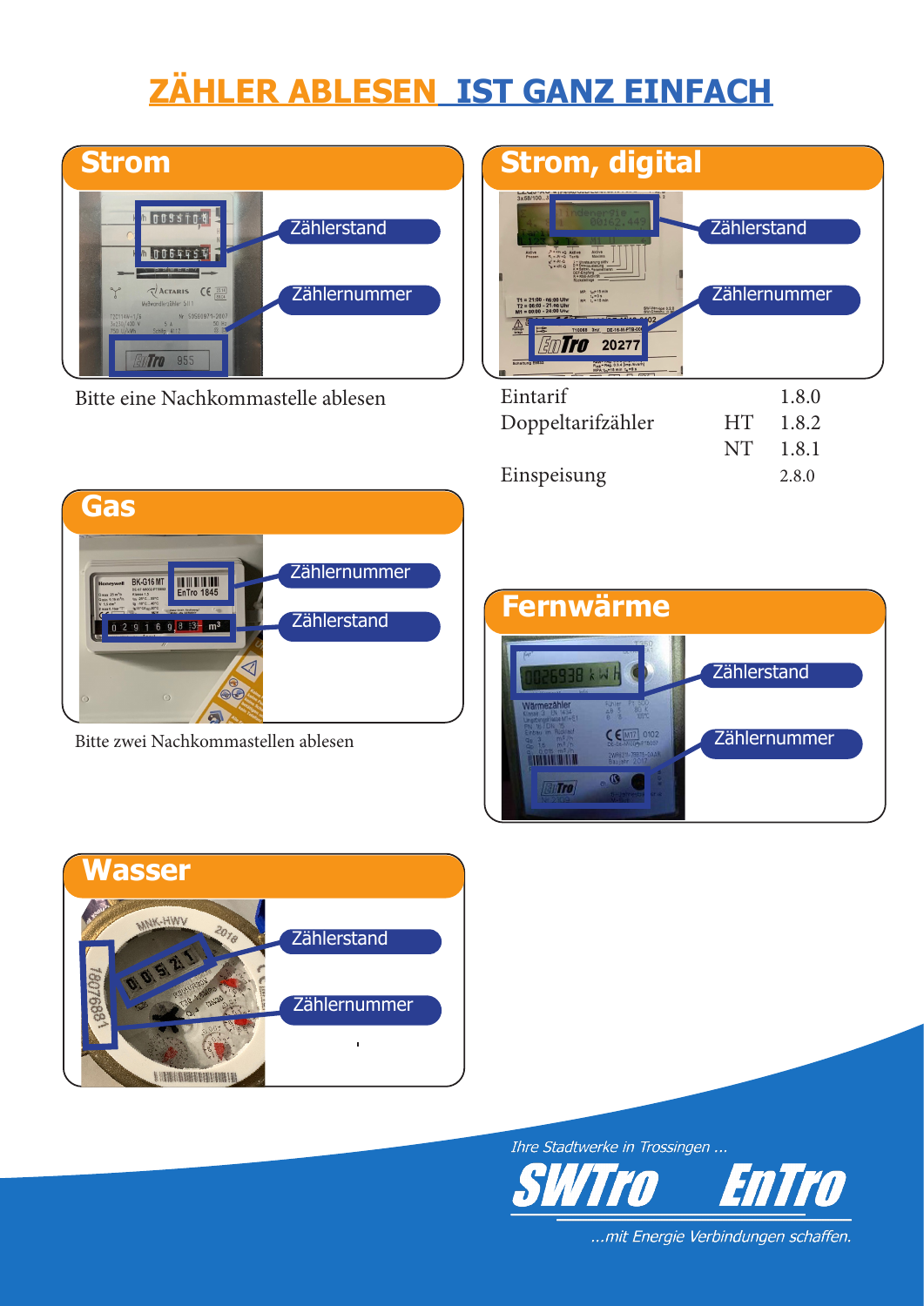# ZÄHLER ABLESEN IST GANZ EINFACH

## Strom

Zählerstand

Zählernummer

Bitte eine Nachkommastelle ablesen

## Strom, digital

Zählerstand

Zählernummer

| | | |
|---|---|---|
| Eintarif | | 1.8.0 |
| Doppeltarifzähler | HT | 1.8.2 |
| | NT | 1.8.1 |
| Einspeisung | | 2.8.0 |

## Gas

Zählernummer

Zählerstand

Bitte zwei Nachkommastellen ablesen

## Fernwärme

Zählerstand

Zählernummer

## Wasser

Zählerstand

Zählernummer

*Ihre Stadtwerke in Trossingen ...*

**SWTro EnTro**

*...mit Energie Verbindungen schaffen.*